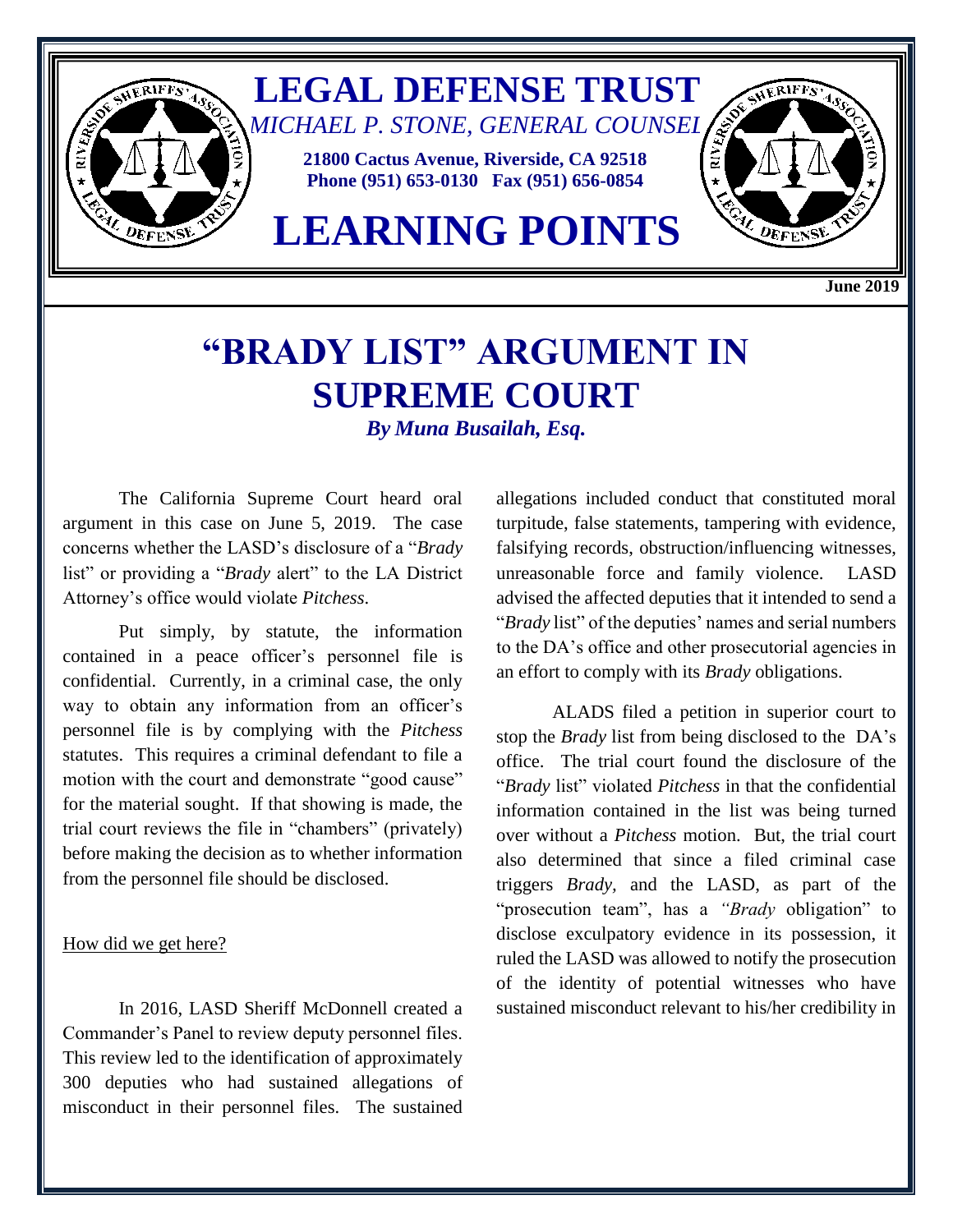# LEGAL DEFENSE TRUST

*MICHAEL P. STONE, GENERAL COUNSEL*

**21800 Cactus Avenue, Riverside, CA 92518**
**Phone (951) 653-0130 Fax (951) 656-0854**

# LEARNING POINTS

**June 2019**

# "BRADY LIST" ARGUMENT IN SUPREME COURT

***By Muna Busailah, Esq.***

The California Supreme Court heard oral argument in this case on June 5, 2019. The case concerns whether the LASD's disclosure of a "*Brady* list" or providing a "*Brady* alert" to the LA District Attorney's office would violate *Pitchess*.

Put simply, by statute, the information contained in a peace officer's personnel file is confidential. Currently, in a criminal case, the only way to obtain any information from an officer's personnel file is by complying with the *Pitchess* statutes. This requires a criminal defendant to file a motion with the court and demonstrate "good cause" for the material sought. If that showing is made, the trial court reviews the file in "chambers" (privately) before making the decision as to whether information from the personnel file should be disclosed.

<u>How did we get here?</u>

In 2016, LASD Sheriff McDonnell created a Commander's Panel to review deputy personnel files. This review led to the identification of approximately 300 deputies who had sustained allegations of misconduct in their personnel files. The sustained allegations included conduct that constituted moral turpitude, false statements, tampering with evidence, falsifying records, obstruction/influencing witnesses, unreasonable force and family violence. LASD advised the affected deputies that it intended to send a "*Brady* list" of the deputies' names and serial numbers to the DA's office and other prosecutorial agencies in an effort to comply with its *Brady* obligations.

ALADS filed a petition in superior court to stop the *Brady* list from being disclosed to the DA's office. The trial court found the disclosure of the "*Brady* list" violated *Pitchess* in that the confidential information contained in the list was being turned over without a *Pitchess* motion. But, the trial court also determined that since a filed criminal case triggers *Brady,* and the LASD, as part of the "prosecution team", has a *"Brady* obligation" to disclose exculpatory evidence in its possession, it ruled the LASD was allowed to notify the prosecution of the identity of potential witnesses who have sustained misconduct relevant to his/her credibility in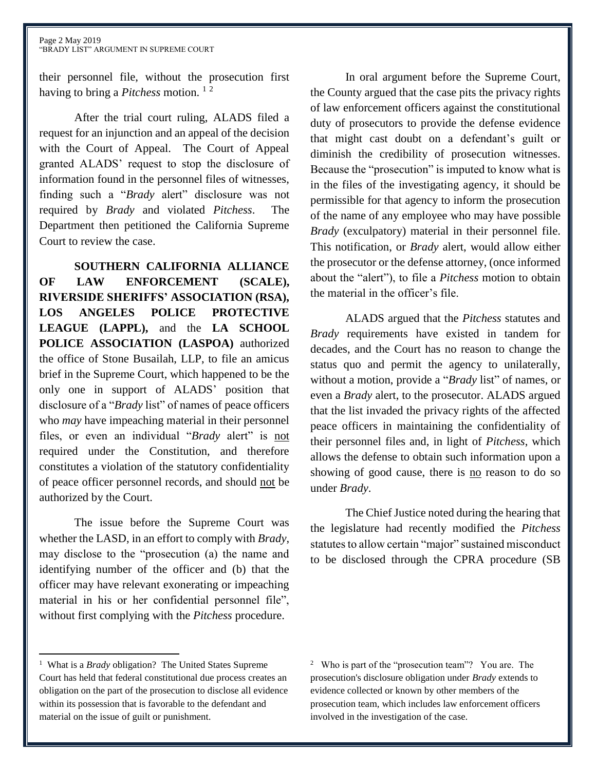their personnel file, without the prosecution first having to bring a *Pitchess* motion. [1] [2]

After the trial court ruling, ALADS filed a request for an injunction and an appeal of the decision with the Court of Appeal. The Court of Appeal granted ALADS' request to stop the disclosure of information found in the personnel files of witnesses, finding such a "*Brady* alert" disclosure was not required by *Brady* and violated *Pitchess*. The Department then petitioned the California Supreme Court to review the case.

**SOUTHERN CALIFORNIA ALLIANCE OF LAW ENFORCEMENT (SCALE), RIVERSIDE SHERIFFS' ASSOCIATION (RSA), LOS ANGELES POLICE PROTECTIVE LEAGUE (LAPPL),** and the **LA SCHOOL POLICE ASSOCIATION (LASPOA)** authorized the office of Stone Busailah, LLP, to file an amicus brief in the Supreme Court, which happened to be the only one in support of ALADS' position that disclosure of a "*Brady* list" of names of peace officers who *may* have impeaching material in their personnel files, or even an individual "*Brady* alert" is <u>not</u> required under the Constitution, and therefore constitutes a violation of the statutory confidentiality of peace officer personnel records, and should <u>not</u> be authorized by the Court.

The issue before the Supreme Court was whether the LASD, in an effort to comply with *Brady*, may disclose to the "prosecution (a) the name and identifying number of the officer and (b) that the officer may have relevant exonerating or impeaching material in his or her confidential personnel file", without first complying with the *Pitchess* procedure.

In oral argument before the Supreme Court, the County argued that the case pits the privacy rights of law enforcement officers against the constitutional duty of prosecutors to provide the defense evidence that might cast doubt on a defendant's guilt or diminish the credibility of prosecution witnesses. Because the "prosecution" is imputed to know what is in the files of the investigating agency, it should be permissible for that agency to inform the prosecution of the name of any employee who may have possible *Brady* (exculpatory) material in their personnel file. This notification, or *Brady* alert, would allow either the prosecutor or the defense attorney, (once informed about the "alert"), to file a *Pitchess* motion to obtain the material in the officer's file.

ALADS argued that the *Pitchess* statutes and *Brady* requirements have existed in tandem for decades, and the Court has no reason to change the status quo and permit the agency to unilaterally, without a motion, provide a "*Brady* list" of names, or even a *Brady* alert, to the prosecutor. ALADS argued that the list invaded the privacy rights of the affected peace officers in maintaining the confidentiality of their personnel files and, in light of *Pitchess*, which allows the defense to obtain such information upon a showing of good cause, there is <u>no</u> reason to do so under *Brady*.

The Chief Justice noted during the hearing that the legislature had recently modified the *Pitchess* statutes to allow certain "major" sustained misconduct to be disclosed through the CPRA procedure (SB

---

[1] What is a *Brady* obligation? The United States Supreme Court has held that federal constitutional due process creates an obligation on the part of the prosecution to disclose all evidence within its possession that is favorable to the defendant and material on the issue of guilt or punishment.

[2] Who is part of the "prosecution team"? You are. The prosecution's disclosure obligation under *Brady* extends to evidence collected or known by other members of the prosecution team, which includes law enforcement officers involved in the investigation of the case.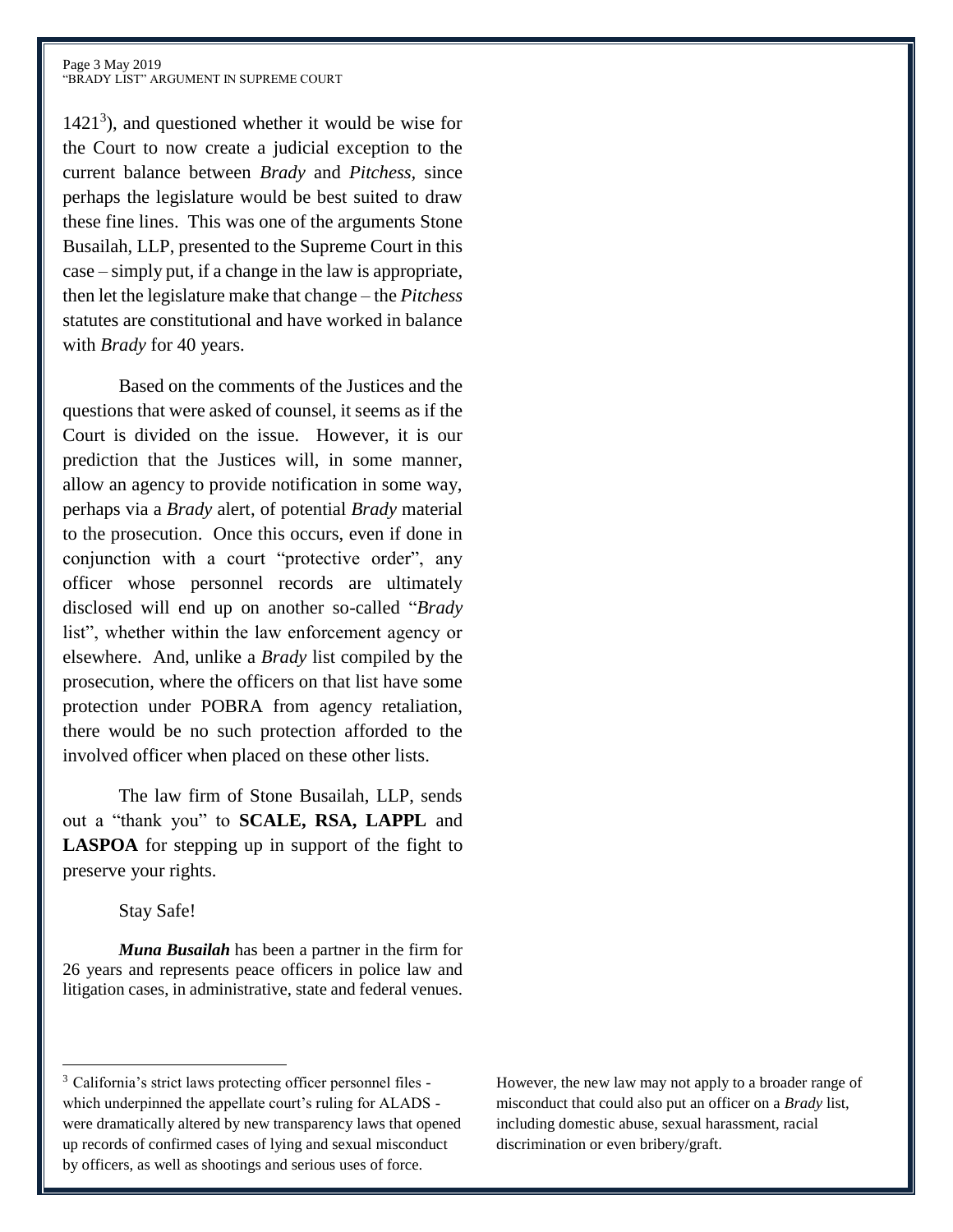1421[3]), and questioned whether it would be wise for the Court to now create a judicial exception to the current balance between *Brady* and *Pitchess,* since perhaps the legislature would be best suited to draw these fine lines. This was one of the arguments Stone Busailah, LLP, presented to the Supreme Court in this case – simply put, if a change in the law is appropriate, then let the legislature make that change – the *Pitchess* statutes are constitutional and have worked in balance with *Brady* for 40 years.

Based on the comments of the Justices and the questions that were asked of counsel, it seems as if the Court is divided on the issue. However, it is our prediction that the Justices will, in some manner, allow an agency to provide notification in some way, perhaps via a *Brady* alert, of potential *Brady* material to the prosecution. Once this occurs, even if done in conjunction with a court "protective order", any officer whose personnel records are ultimately disclosed will end up on another so-called "*Brady* list", whether within the law enforcement agency or elsewhere. And, unlike a *Brady* list compiled by the prosecution, where the officers on that list have some protection under POBRA from agency retaliation, there would be no such protection afforded to the involved officer when placed on these other lists.

The law firm of Stone Busailah, LLP, sends out a "thank you" to **SCALE, RSA, LAPPL** and **LASPOA** for stepping up in support of the fight to preserve your rights.

Stay Safe!

***Muna Busailah*** has been a partner in the firm for 26 years and represents peace officers in police law and litigation cases, in administrative, state and federal venues.

---

[3] California's strict laws protecting officer personnel files - which underpinned the appellate court's ruling for ALADS - were dramatically altered by new transparency laws that opened up records of confirmed cases of lying and sexual misconduct by officers, as well as shootings and serious uses of force. However, the new law may not apply to a broader range of misconduct that could also put an officer on a *Brady* list, including domestic abuse, sexual harassment, racial discrimination or even bribery/graft.